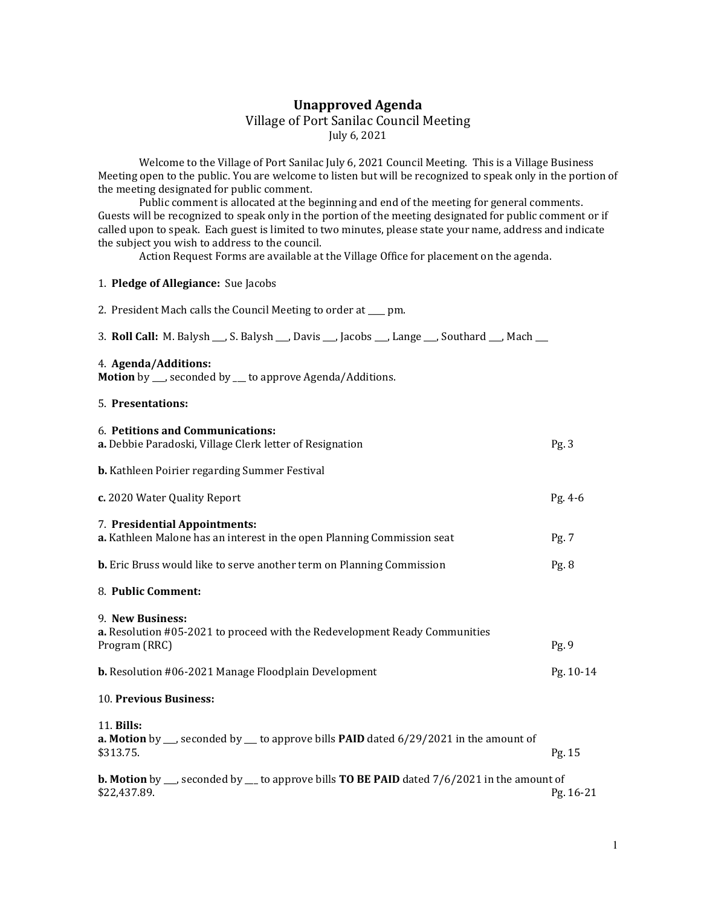# Unapproved Agenda

Village of Port Sanilac Council Meeting

July 6, 2021

Welcome to the Village of Port Sanilac July 6, 2021 Council Meeting. This is a Village Business Meeting open to the public. You are welcome to listen but will be recognized to speak only in the portion of the meeting designated for public comment.

Public comment is allocated at the beginning and end of the meeting for general comments. Guests will be recognized to speak only in the portion of the meeting designated for public comment or if called upon to speak. Each guest is limited to two minutes, please state your name, address and indicate the subject you wish to address to the council.

Action Request Forms are available at the Village Office for placement on the agenda.

1. **Pledge of Allegiance:** Sue Jacobs

2. President Mach calls the Council Meeting to order at ____ pm.

3. **Roll Call:** M. Balysh ___, S. Balysh ___, Davis ___, Jacobs ___, Lange ___, Southard ___, Mach ___

4. **Agenda/Additions:**
**Motion** by ___, seconded by ___ to approve Agenda/Additions.

5. **Presentations:**

6. **Petitions and Communications:**

**a.** Debbie Paradoski, Village Clerk letter of Resignation — Pg. 3

**b.** Kathleen Poirier regarding Summer Festival

**c.** 2020 Water Quality Report — Pg. 4-6

7. **Presidential Appointments:**

**a.** Kathleen Malone has an interest in the open Planning Commission seat — Pg. 7

**b.** Eric Bruss would like to serve another term on Planning Commission — Pg. 8

8. **Public Comment:**

9. **New Business:**

**a.** Resolution #05-2021 to proceed with the Redevelopment Ready Communities Program (RRC) — Pg. 9

**b.** Resolution #06-2021 Manage Floodplain Development — Pg. 10-14

10. **Previous Business:**

11. **Bills:**

**a. Motion** by ___, seconded by ___ to approve bills **PAID** dated 6/29/2021 in the amount of $313.75. — Pg. 15

**b. Motion** by ___, seconded by ___ to approve bills **TO BE PAID** dated 7/6/2021 in the amount of $22,437.89. — Pg. 16-21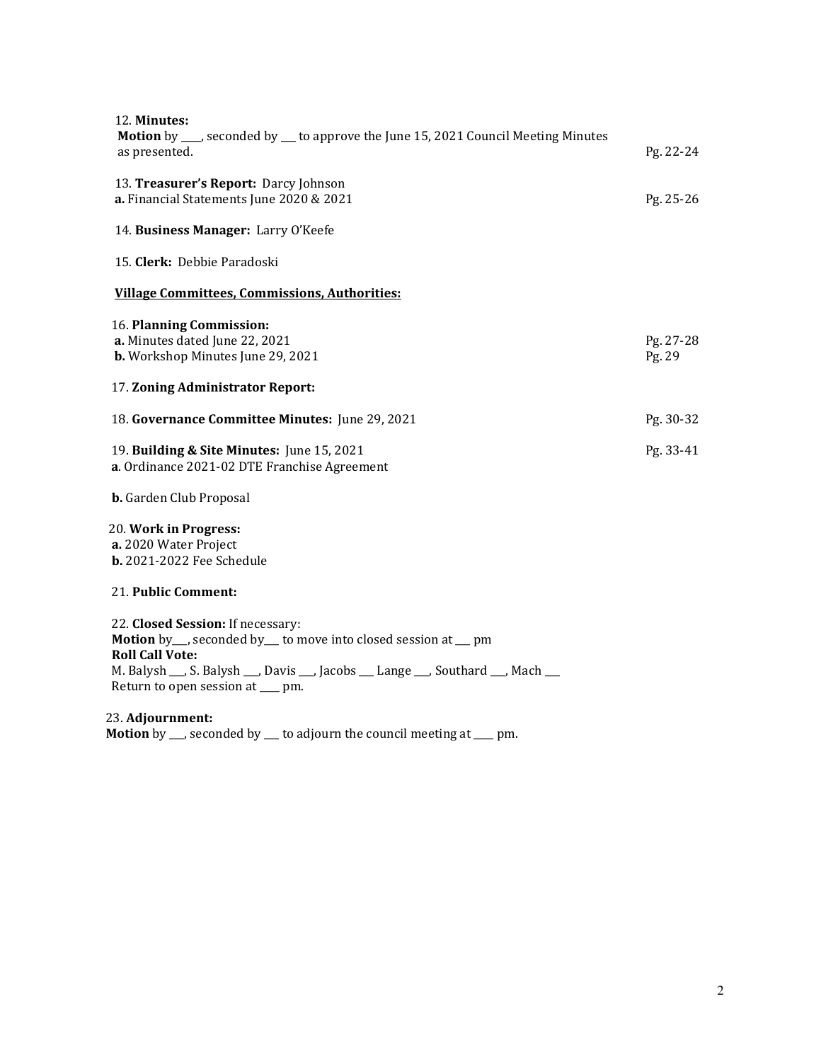12. **Minutes:**
**Motion** by ____, seconded by ___ to approve the June 15, 2021 Council Meeting Minutes as presented. Pg. 22-24

13. **Treasurer's Report:** Darcy Johnson
**a.** Financial Statements June 2020 & 2021 Pg. 25-26

14. **Business Manager:** Larry O'Keefe

15. **Clerk:** Debbie Paradoski

**Village Committees, Commissions, Authorities:**

16. **Planning Commission:**
**a.** Minutes dated June 22, 2021 Pg. 27-28
**b.** Workshop Minutes June 29, 2021 Pg. 29

17. **Zoning Administrator Report:**

18. **Governance Committee Minutes:** June 29, 2021 Pg. 30-32

19. **Building & Site Minutes:** June 15, 2021 Pg. 33-41
**a**. Ordinance 2021-02 DTE Franchise Agreement

**b.** Garden Club Proposal

20. **Work in Progress:**
**a.** 2020 Water Project
**b.** 2021-2022 Fee Schedule

21. **Public Comment:**

22. **Closed Session:** If necessary:
**Motion** by___, seconded by___ to move into closed session at ___ pm
**Roll Call Vote:**
M. Balysh ___, S. Balysh ___, Davis ___, Jacobs ___ Lange ___, Southard ___, Mach ___
Return to open session at ____ pm.

23. **Adjournment:**
**Motion** by ___, seconded by ___ to adjourn the council meeting at ____ pm.